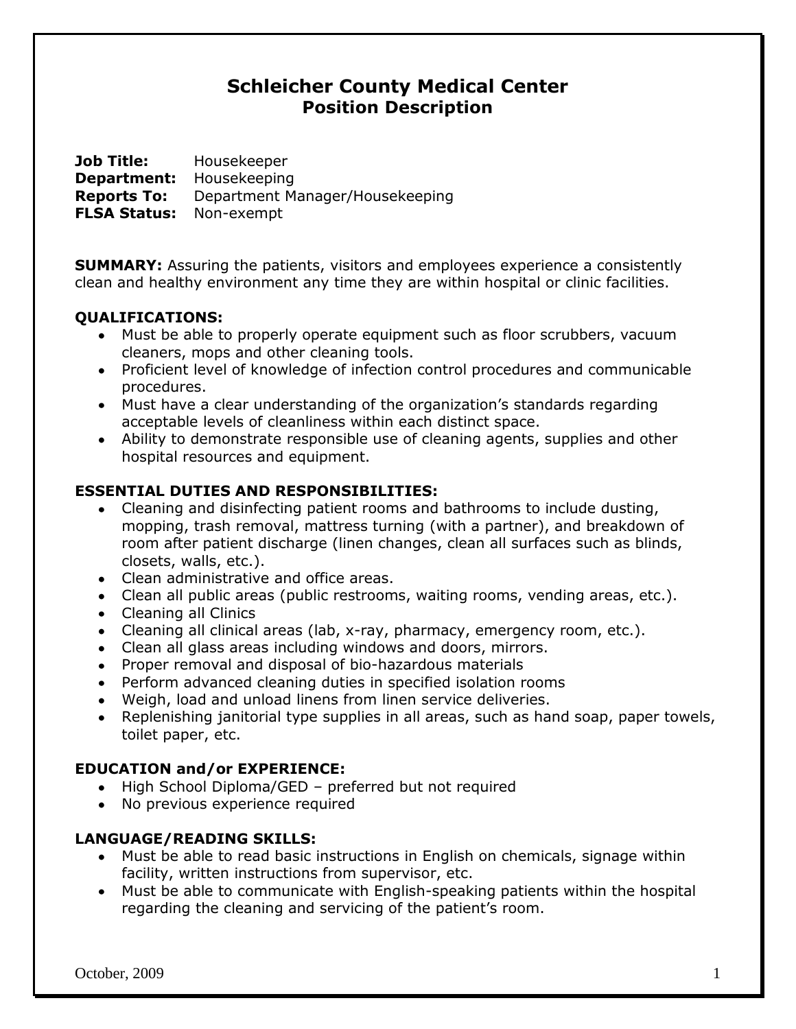# Schleicher County Medical Center
## Position Description

**Job Title:** Housekeeper
**Department:** Housekeeping
**Reports To:** Department Manager/Housekeeping
**FLSA Status:** Non-exempt

**SUMMARY:** Assuring the patients, visitors and employees experience a consistently clean and healthy environment any time they are within hospital or clinic facilities.

**QUALIFICATIONS:**

- Must be able to properly operate equipment such as floor scrubbers, vacuum cleaners, mops and other cleaning tools.
- Proficient level of knowledge of infection control procedures and communicable procedures.
- Must have a clear understanding of the organization's standards regarding acceptable levels of cleanliness within each distinct space.
- Ability to demonstrate responsible use of cleaning agents, supplies and other hospital resources and equipment.

**ESSENTIAL DUTIES AND RESPONSIBILITIES:**

- Cleaning and disinfecting patient rooms and bathrooms to include dusting, mopping, trash removal, mattress turning (with a partner), and breakdown of room after patient discharge (linen changes, clean all surfaces such as blinds, closets, walls, etc.).
- Clean administrative and office areas.
- Clean all public areas (public restrooms, waiting rooms, vending areas, etc.).
- Cleaning all Clinics
- Cleaning all clinical areas (lab, x-ray, pharmacy, emergency room, etc.).
- Clean all glass areas including windows and doors, mirrors.
- Proper removal and disposal of bio-hazardous materials
- Perform advanced cleaning duties in specified isolation rooms
- Weigh, load and unload linens from linen service deliveries.
- Replenishing janitorial type supplies in all areas, such as hand soap, paper towels, toilet paper, etc.

**EDUCATION and/or EXPERIENCE:**

- High School Diploma/GED – preferred but not required
- No previous experience required

**LANGUAGE/READING SKILLS:**

- Must be able to read basic instructions in English on chemicals, signage within facility, written instructions from supervisor, etc.
- Must be able to communicate with English-speaking patients within the hospital regarding the cleaning and servicing of the patient's room.

October, 2009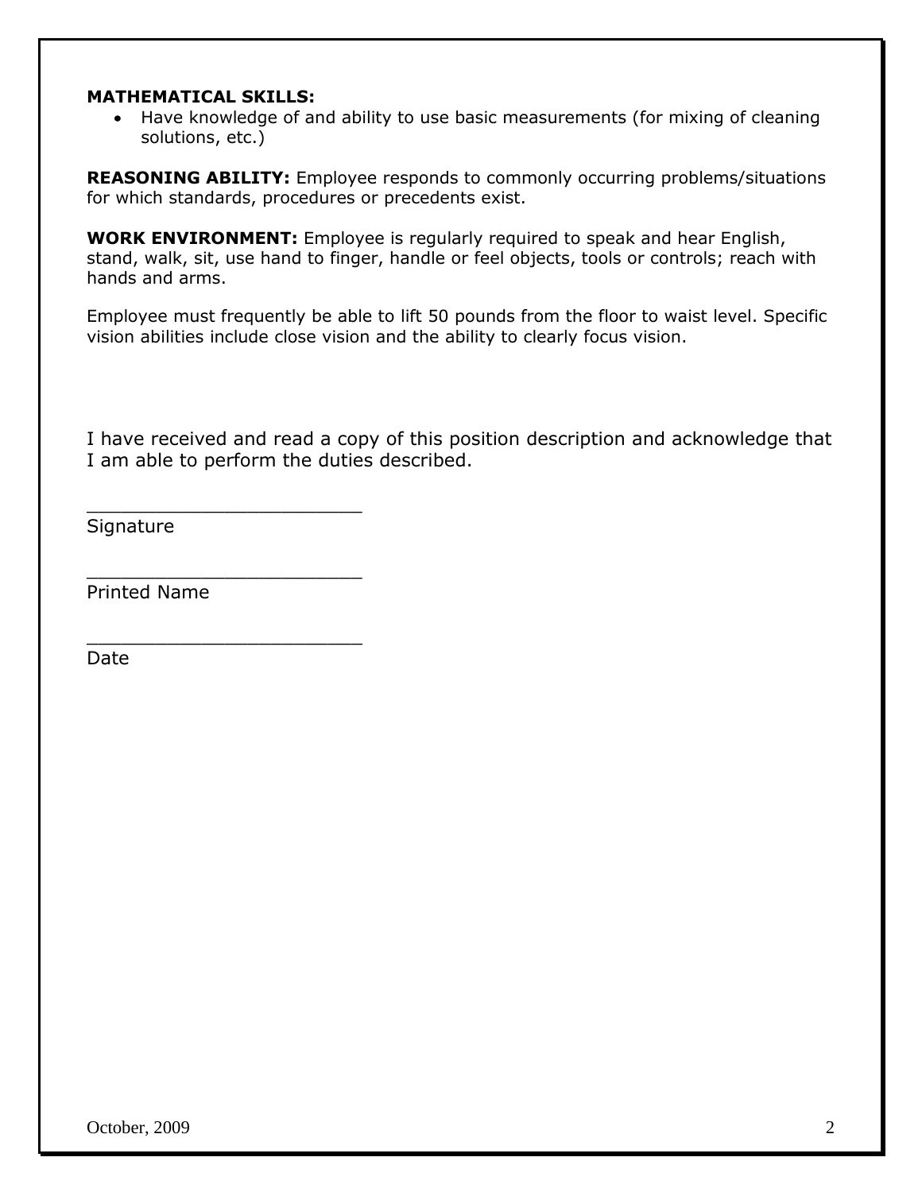**MATHEMATICAL SKILLS:**

- Have knowledge of and ability to use basic measurements (for mixing of cleaning solutions, etc.)

**REASONING ABILITY:** Employee responds to commonly occurring problems/situations for which standards, procedures or precedents exist.

**WORK ENVIRONMENT:** Employee is regularly required to speak and hear English, stand, walk, sit, use hand to finger, handle or feel objects, tools or controls; reach with hands and arms.

Employee must frequently be able to lift 50 pounds from the floor to waist level. Specific vision abilities include close vision and the ability to clearly focus vision.

I have received and read a copy of this position description and acknowledge that I am able to perform the duties described.

_________________________
Signature

_________________________
Printed Name

_________________________
Date

October, 2009